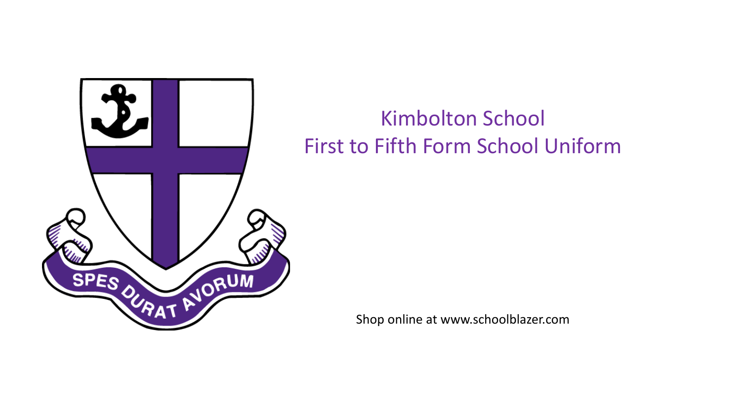# Kimbolton School

## First to Fifth Form School Uniform

Shop online at www.schoolblazer.com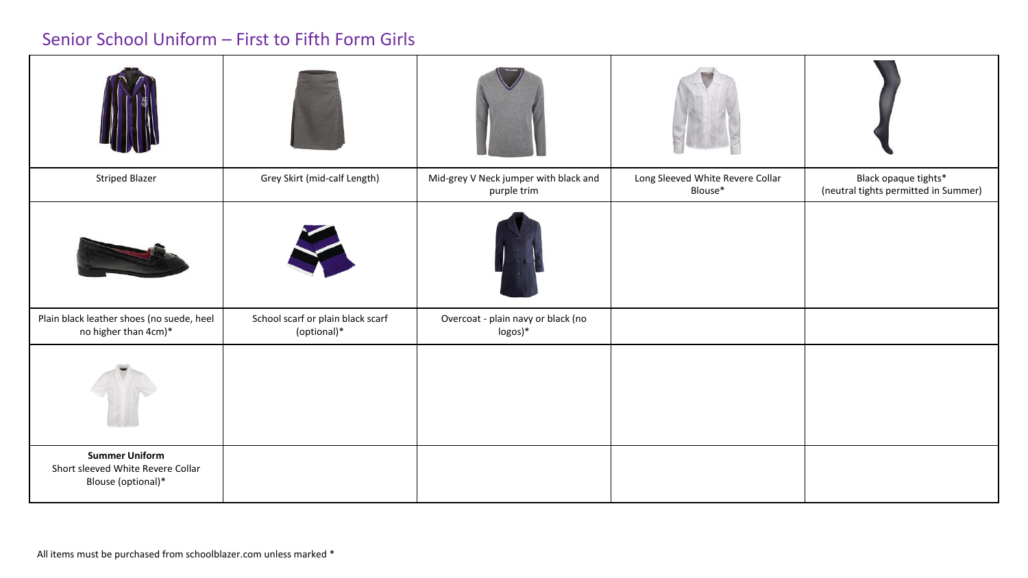## Senior School Uniform – First to Fifth Form Girls

| | | | | |
|---|---|---|---|---|
| Striped Blazer | Grey Skirt (mid-calf Length) | Mid-grey V Neck jumper with black and purple trim | Long Sleeved White Revere Collar Blouse* | Black opaque tights* (neutral tights permitted in Summer) |
| Plain black leather shoes (no suede, heel no higher than 4cm)* | School scarf or plain black scarf (optional)* | Overcoat - plain navy or black (no logos)* | | |
| **Summer Uniform** Short sleeved White Revere Collar Blouse (optional)* | | | | |

All items must be purchased from schoolblazer.com unless marked *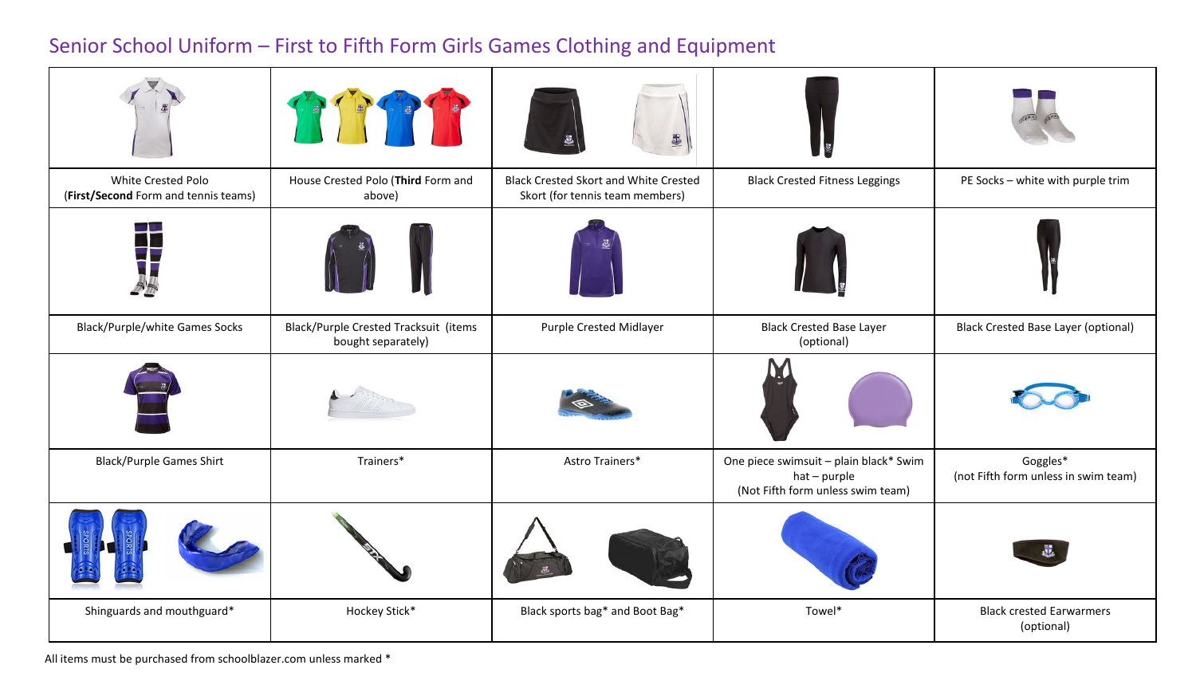# Senior School Uniform – First to Fifth Form Girls Games Clothing and Equipment

| | | | | |
|---|---|---|---|---|
| White Crested Polo (**First/Second** Form and tennis teams) | House Crested Polo (**Third** Form and above) | Black Crested Skort and White Crested Skort (for tennis team members) | Black Crested Fitness Leggings | PE Socks – white with purple trim |
| Black/Purple/white Games Socks | Black/Purple Crested Tracksuit (items bought separately) | Purple Crested Midlayer | Black Crested Base Layer (optional) | Black Crested Base Layer (optional) |
| Black/Purple Games Shirt | Trainers* | Astro Trainers* | One piece swimsuit – plain black* Swim hat – purple (Not Fifth form unless swim team) | Goggles* (not Fifth form unless in swim team) |
| Shinguards and mouthguard* | Hockey Stick* | Black sports bag* and Boot Bag* | Towel* | Black crested Earwarmers (optional) |

All items must be purchased from schoolblazer.com unless marked *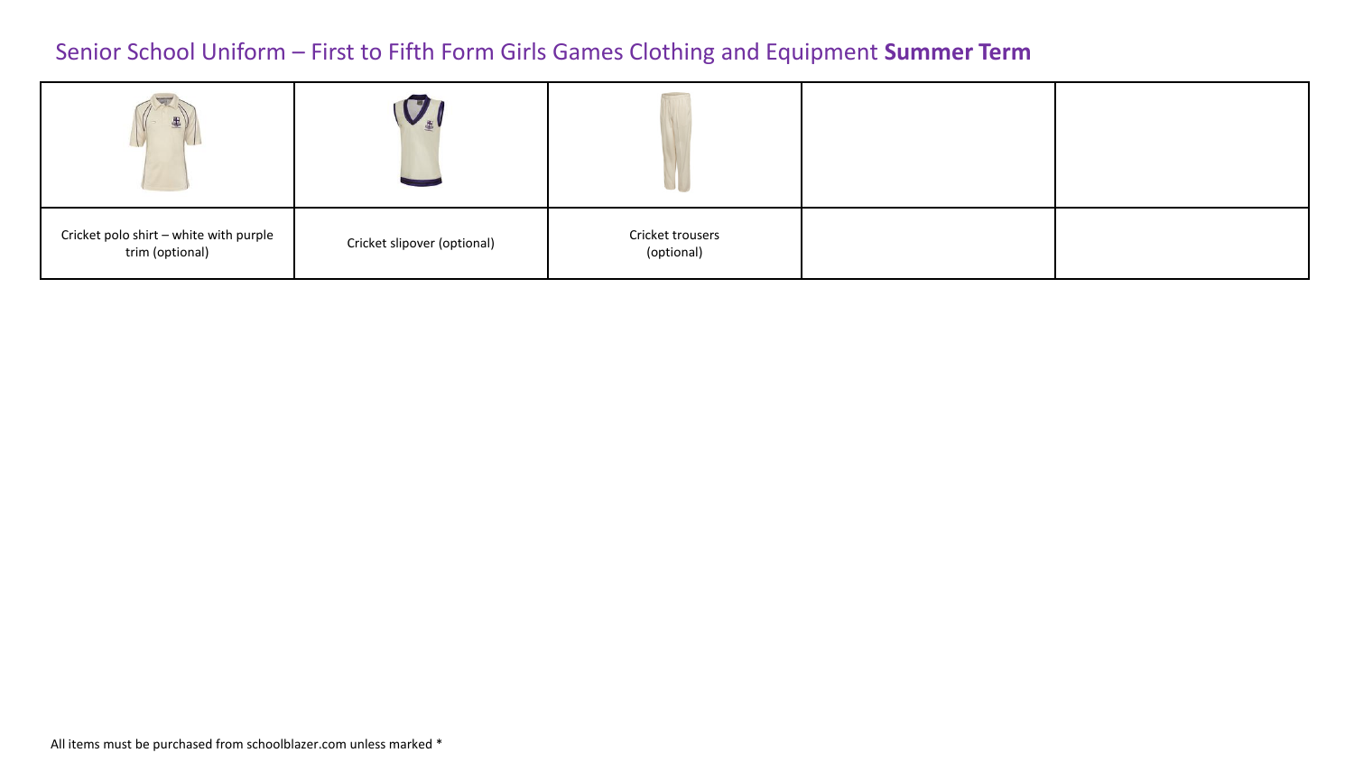# Senior School Uniform – First to Fifth Form Girls Games Clothing and Equipment **Summer Term**

| | | | | |
|---|---|---|---|---|
| Cricket polo shirt – white with purple trim (optional) | Cricket slipover (optional) | Cricket trousers (optional) | | |

All items must be purchased from schoolblazer.com unless marked *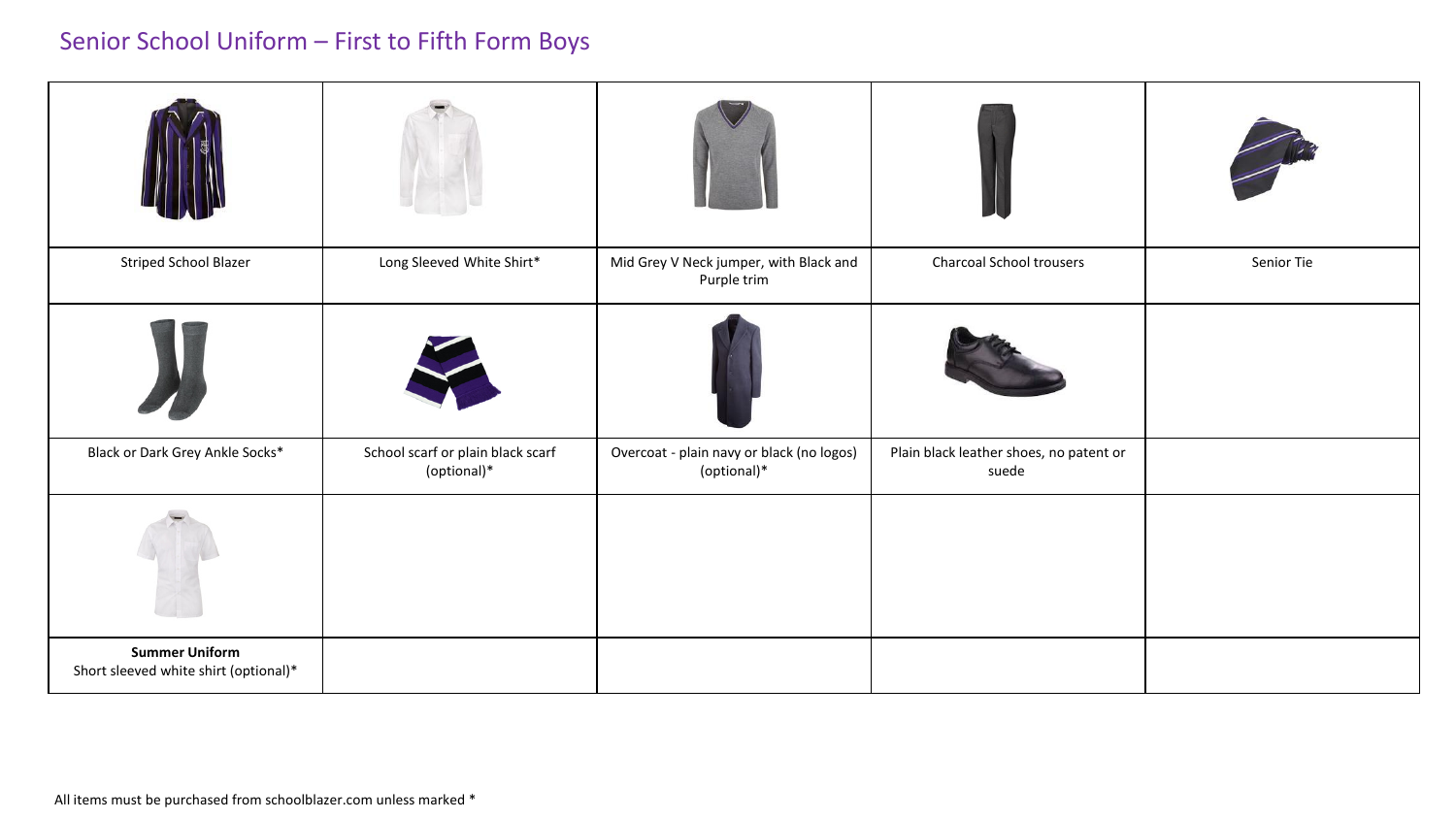# Senior School Uniform – First to Fifth Form Boys

| | | | | |
|---|---|---|---|---|
| Striped School Blazer | Long Sleeved White Shirt* | Mid Grey V Neck jumper, with Black and Purple trim | Charcoal School trousers | Senior Tie |
| Black or Dark Grey Ankle Socks* | School scarf or plain black scarf (optional)* | Overcoat - plain navy or black (no logos) (optional)* | Plain black leather shoes, no patent or suede | |
| **Summer Uniform** Short sleeved white shirt (optional)* | | | | |

All items must be purchased from schoolblazer.com unless marked *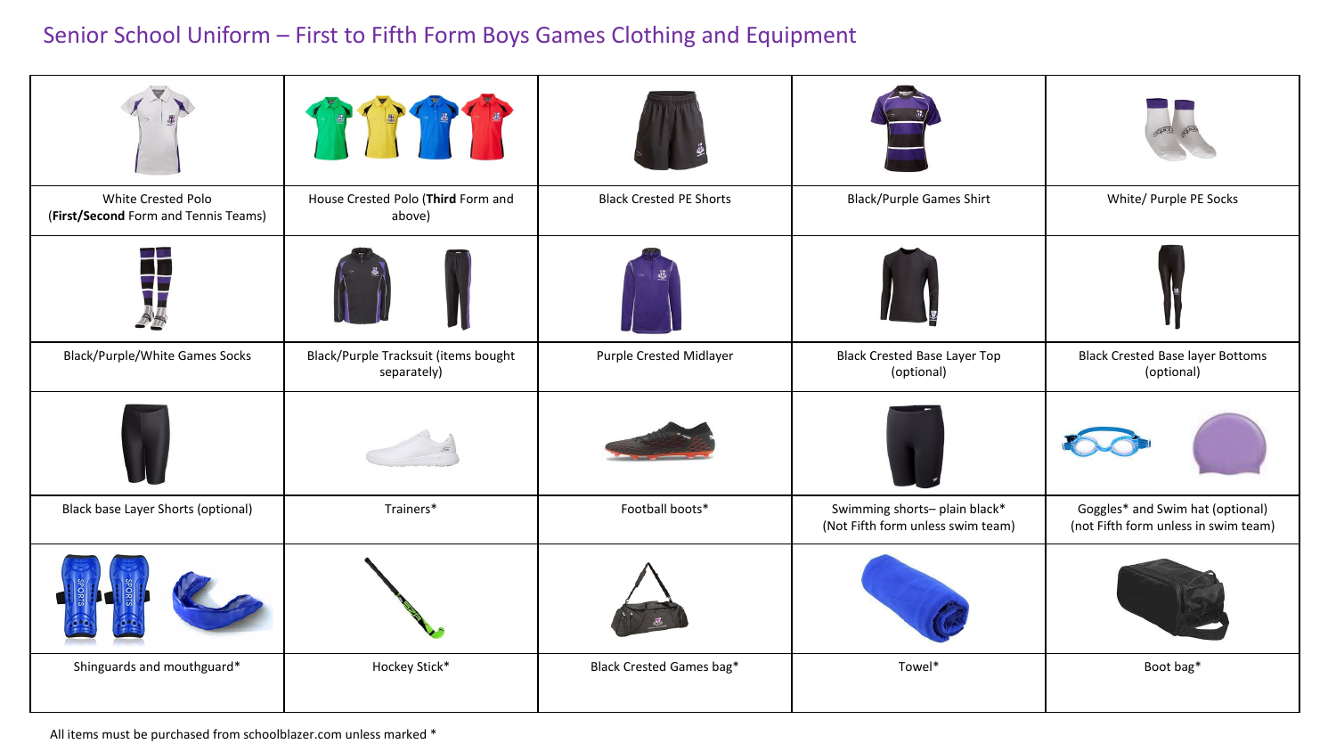# Senior School Uniform – First to Fifth Form Boys Games Clothing and Equipment

| | | | | |
|---|---|---|---|---|
| White Crested Polo (**First/Second** Form and Tennis Teams) | House Crested Polo (**Third** Form and above) | Black Crested PE Shorts | Black/Purple Games Shirt | White/ Purple PE Socks |
| Black/Purple/White Games Socks | Black/Purple Tracksuit (items bought separately) | Purple Crested Midlayer | Black Crested Base Layer Top (optional) | Black Crested Base layer Bottoms (optional) |
| Black base Layer Shorts (optional) | Trainers* | Football boots* | Swimming shorts– plain black* (Not Fifth form unless swim team) | Goggles* and Swim hat (optional) (not Fifth form unless in swim team) |
| Shinguards and mouthguard* | Hockey Stick* | Black Crested Games bag* | Towel* | Boot bag* |

All items must be purchased from schoolblazer.com unless marked *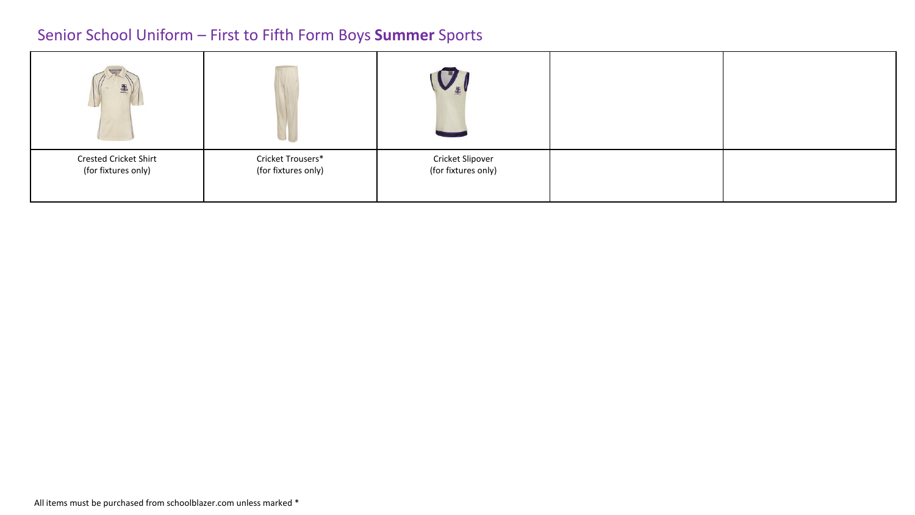# Senior School Uniform – First to Fifth Form Boys **Summer** Sports

| | | | | |
|---|---|---|---|---|
| Crested Cricket Shirt (for fixtures only) | Cricket Trousers* (for fixtures only) | Cricket Slipover (for fixtures only) | | |

All items must be purchased from schoolblazer.com unless marked *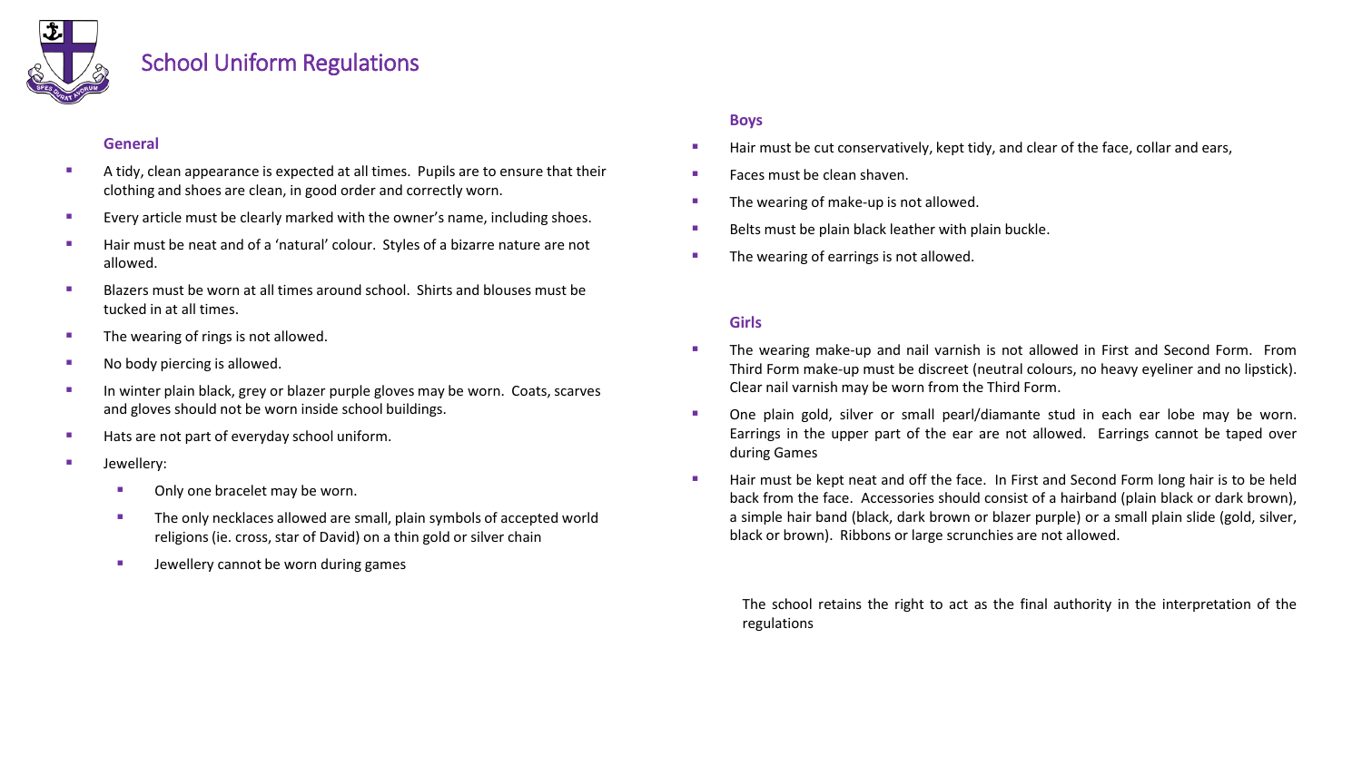# School Uniform Regulations

## General

- A tidy, clean appearance is expected at all times. Pupils are to ensure that their clothing and shoes are clean, in good order and correctly worn.
- Every article must be clearly marked with the owner's name, including shoes.
- Hair must be neat and of a 'natural' colour. Styles of a bizarre nature are not allowed.
- Blazers must be worn at all times around school. Shirts and blouses must be tucked in at all times.
- The wearing of rings is not allowed.
- No body piercing is allowed.
- In winter plain black, grey or blazer purple gloves may be worn. Coats, scarves and gloves should not be worn inside school buildings.
- Hats are not part of everyday school uniform.
- Jewellery:
  - Only one bracelet may be worn.
  - The only necklaces allowed are small, plain symbols of accepted world religions (ie. cross, star of David) on a thin gold or silver chain
  - Jewellery cannot be worn during games

## Boys

- Hair must be cut conservatively, kept tidy, and clear of the face, collar and ears,
- Faces must be clean shaven.
- The wearing of make-up is not allowed.
- Belts must be plain black leather with plain buckle.
- The wearing of earrings is not allowed.

## Girls

- The wearing make-up and nail varnish is not allowed in First and Second Form. From Third Form make-up must be discreet (neutral colours, no heavy eyeliner and no lipstick). Clear nail varnish may be worn from the Third Form.
- One plain gold, silver or small pearl/diamante stud in each ear lobe may be worn. Earrings in the upper part of the ear are not allowed. Earrings cannot be taped over during Games
- Hair must be kept neat and off the face. In First and Second Form long hair is to be held back from the face. Accessories should consist of a hairband (plain black or dark brown), a simple hair band (black, dark brown or blazer purple) or a small plain slide (gold, silver, black or brown). Ribbons or large scrunchies are not allowed.

The school retains the right to act as the final authority in the interpretation of the regulations